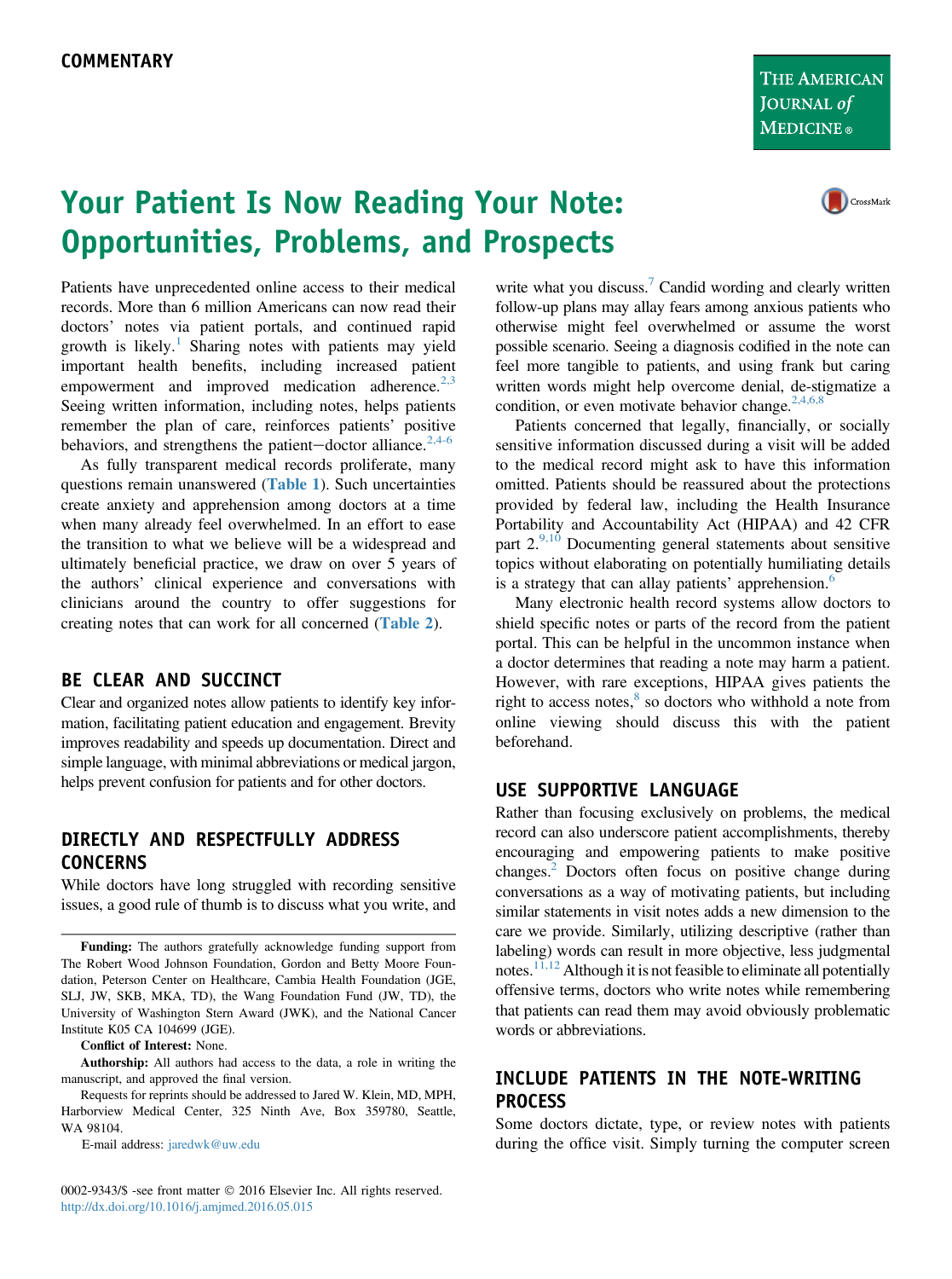COMMENTARY

# Your Patient Is Now Reading Your Note: Opportunities, Problems, and Prospects

Patients have unprecedented online access to their medical records. More than 6 million Americans can now read their doctors' notes via patient portals, and continued rapid growth is likely.[1] Sharing notes with patients may yield important health benefits, including increased patient empowerment and improved medication adherence.[2,3] Seeing written information, including notes, helps patients remember the plan of care, reinforces patients' positive behaviors, and strengthens the patient–doctor alliance.[2,4-6]

As fully transparent medical records proliferate, many questions remain unanswered (Table 1). Such uncertainties create anxiety and apprehension among doctors at a time when many already feel overwhelmed. In an effort to ease the transition to what we believe will be a widespread and ultimately beneficial practice, we draw on over 5 years of the authors' clinical experience and conversations with clinicians around the country to offer suggestions for creating notes that can work for all concerned (Table 2).

## BE CLEAR AND SUCCINCT

Clear and organized notes allow patients to identify key information, facilitating patient education and engagement. Brevity improves readability and speeds up documentation. Direct and simple language, with minimal abbreviations or medical jargon, helps prevent confusion for patients and for other doctors.

## DIRECTLY AND RESPECTFULLY ADDRESS CONCERNS

While doctors have long struggled with recording sensitive issues, a good rule of thumb is to discuss what you write, and write what you discuss.[7] Candid wording and clearly written follow-up plans may allay fears among anxious patients who otherwise might feel overwhelmed or assume the worst possible scenario. Seeing a diagnosis codified in the note can feel more tangible to patients, and using frank but caring written words might help overcome denial, de-stigmatize a condition, or even motivate behavior change.[2,4,6,8]

Patients concerned that legally, financially, or socially sensitive information discussed during a visit will be added to the medical record might ask to have this information omitted. Patients should be reassured about the protections provided by federal law, including the Health Insurance Portability and Accountability Act (HIPAA) and 42 CFR part 2.[9,10] Documenting general statements about sensitive topics without elaborating on potentially humiliating details is a strategy that can allay patients' apprehension.[6]

Many electronic health record systems allow doctors to shield specific notes or parts of the record from the patient portal. This can be helpful in the uncommon instance when a doctor determines that reading a note may harm a patient. However, with rare exceptions, HIPAA gives patients the right to access notes,[8] so doctors who withhold a note from online viewing should discuss this with the patient beforehand.

## USE SUPPORTIVE LANGUAGE

Rather than focusing exclusively on problems, the medical record can also underscore patient accomplishments, thereby encouraging and empowering patients to make positive changes.[2] Doctors often focus on positive change during conversations as a way of motivating patients, but including similar statements in visit notes adds a new dimension to the care we provide. Similarly, utilizing descriptive (rather than labeling) words can result in more objective, less judgmental notes.[11,12] Although it is not feasible to eliminate all potentially offensive terms, doctors who write notes while remembering that patients can read them may avoid obviously problematic words or abbreviations.

## INCLUDE PATIENTS IN THE NOTE-WRITING PROCESS

Some doctors dictate, type, or review notes with patients during the office visit. Simply turning the computer screen

---

**Funding:** The authors gratefully acknowledge funding support from The Robert Wood Johnson Foundation, Gordon and Betty Moore Foundation, Peterson Center on Healthcare, Cambia Health Foundation (JGE, SLJ, JW, SKB, MKA, TD), the Wang Foundation Fund (JW, TD), the University of Washington Stern Award (JWK), and the National Cancer Institute K05 CA 104699 (JGE).

**Conflict of Interest:** None.

**Authorship:** All authors had access to the data, a role in writing the manuscript, and approved the final version.

Requests for reprints should be addressed to Jared W. Klein, MD, MPH, Harborview Medical Center, 325 Ninth Ave, Box 359780, Seattle, WA 98104.

E-mail address: jaredwk@uw.edu

0002-9343/$ -see front matter © 2016 Elsevier Inc. All rights reserved.
http://dx.doi.org/10.1016/j.amjmed.2016.05.015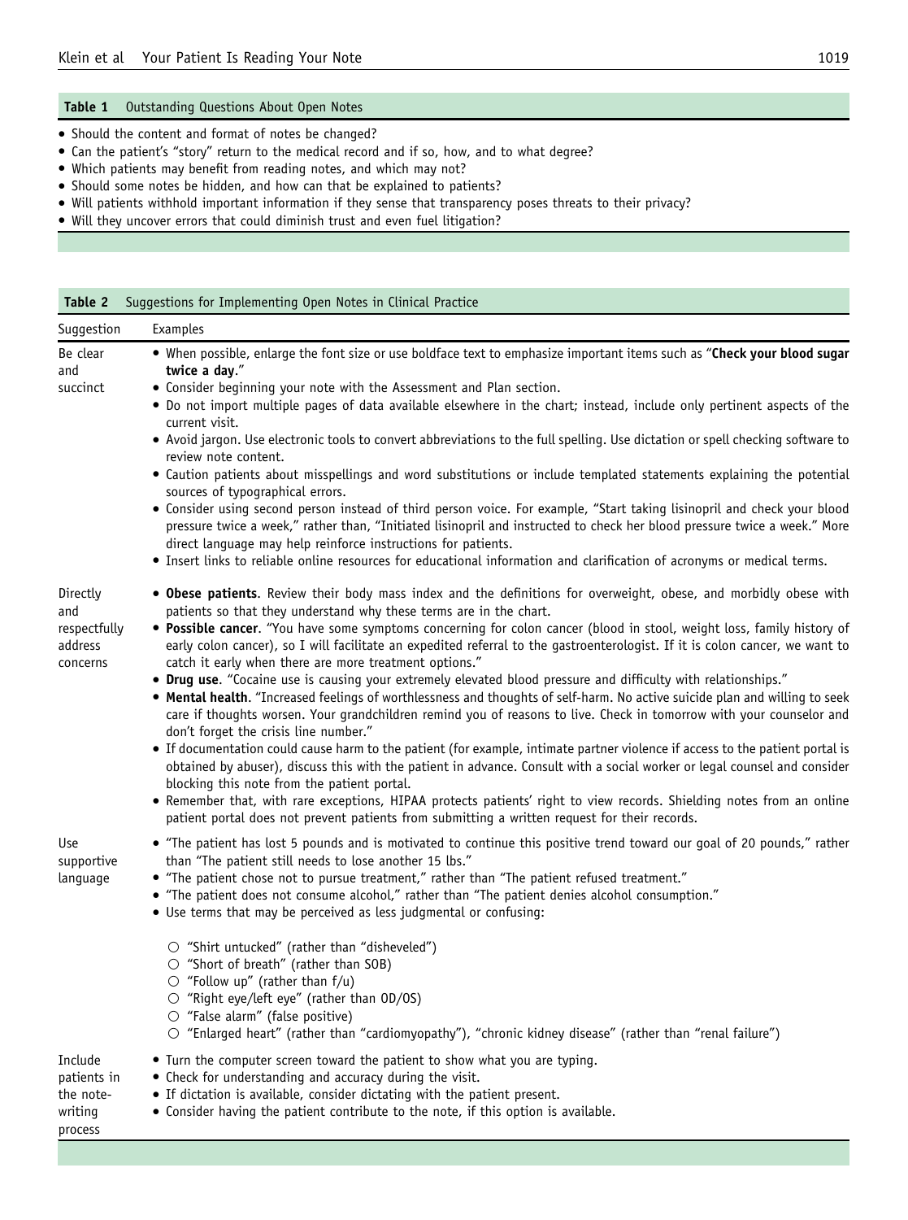**Table 1** Outstanding Questions About Open Notes

- Should the content and format of notes be changed?
- Can the patient's "story" return to the medical record and if so, how, and to what degree?
- Which patients may benefit from reading notes, and which may not?
- Should some notes be hidden, and how can that be explained to patients?
- Will patients withhold important information if they sense that transparency poses threats to their privacy?
- Will they uncover errors that could diminish trust and even fuel litigation?

**Table 2** Suggestions for Implementing Open Notes in Clinical Practice

| Suggestion | Examples |
| --- | --- |
| Be clear and succinct | • When possible, enlarge the font size or use boldface text to emphasize important items such as "**Check your blood sugar twice a day**."<br>• Consider beginning your note with the Assessment and Plan section.<br>• Do not import multiple pages of data available elsewhere in the chart; instead, include only pertinent aspects of the current visit.<br>• Avoid jargon. Use electronic tools to convert abbreviations to the full spelling. Use dictation or spell checking software to review note content.<br>• Caution patients about misspellings and word substitutions or include templated statements explaining the potential sources of typographical errors.<br>• Consider using second person instead of third person voice. For example, "Start taking lisinopril and check your blood pressure twice a week," rather than, "Initiated lisinopril and instructed to check her blood pressure twice a week." More direct language may help reinforce instructions for patients.<br>• Insert links to reliable online resources for educational information and clarification of acronyms or medical terms. |
| Directly and respectfully address concerns | • **Obese patients**. Review their body mass index and the definitions for overweight, obese, and morbidly obese with patients so that they understand why these terms are in the chart.<br>• **Possible cancer**. "You have some symptoms concerning for colon cancer (blood in stool, weight loss, family history of early colon cancer), so I will facilitate an expedited referral to the gastroenterologist. If it is colon cancer, we want to catch it early when there are more treatment options."<br>• **Drug use**. "Cocaine use is causing your extremely elevated blood pressure and difficulty with relationships."<br>• **Mental health**. "Increased feelings of worthlessness and thoughts of self-harm. No active suicide plan and willing to seek care if thoughts worsen. Your grandchildren remind you of reasons to live. Check in tomorrow with your counselor and don't forget the crisis line number."<br>• If documentation could cause harm to the patient (for example, intimate partner violence if access to the patient portal is obtained by abuser), discuss this with the patient in advance. Consult with a social worker or legal counsel and consider blocking this note from the patient portal.<br>• Remember that, with rare exceptions, HIPAA protects patients' right to view records. Shielding notes from an online patient portal does not prevent patients from submitting a written request for their records. |
| Use supportive language | • "The patient has lost 5 pounds and is motivated to continue this positive trend toward our goal of 20 pounds," rather than "The patient still needs to lose another 15 lbs."<br>• "The patient chose not to pursue treatment," rather than "The patient refused treatment."<br>• "The patient does not consume alcohol," rather than "The patient denies alcohol consumption."<br>• Use terms that may be perceived as less judgmental or confusing:<br>○ "Shirt untucked" (rather than "disheveled")<br>○ "Short of breath" (rather than SOB)<br>○ "Follow up" (rather than f/u)<br>○ "Right eye/left eye" (rather than OD/OS)<br>○ "False alarm" (false positive)<br>○ "Enlarged heart" (rather than "cardiomyopathy"), "chronic kidney disease" (rather than "renal failure") |
| Include patients in the note-writing process | • Turn the computer screen toward the patient to show what you are typing.<br>• Check for understanding and accuracy during the visit.<br>• If dictation is available, consider dictating with the patient present.<br>• Consider having the patient contribute to the note, if this option is available. |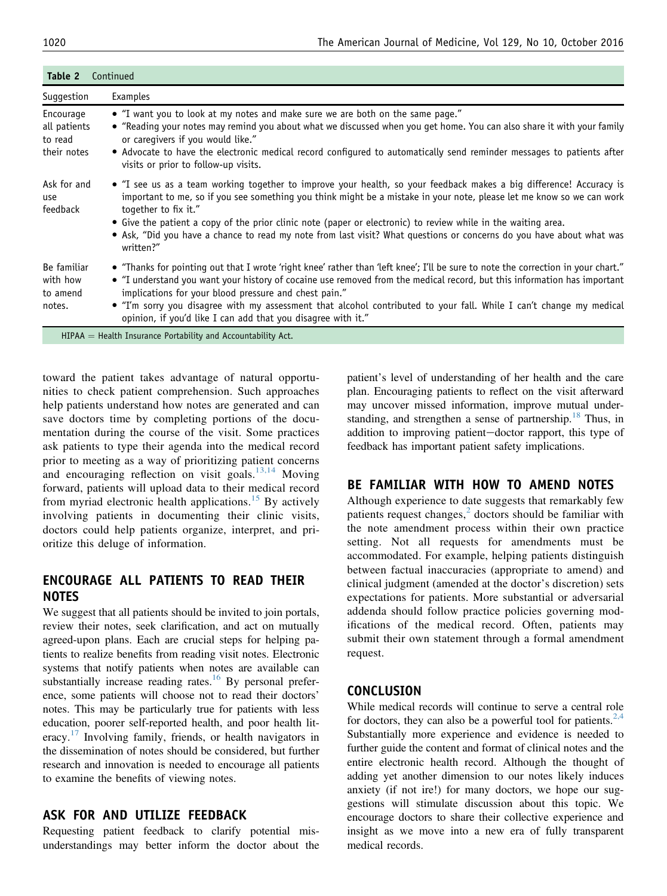**Table 2** Continued

| Suggestion | Examples |
|---|---|
| Encourage all patients to read their notes | • "I want you to look at my notes and make sure we are both on the same page." • "Reading your notes may remind you about what we discussed when you get home. You can also share it with your family or caregivers if you would like." • Advocate to have the electronic medical record configured to automatically send reminder messages to patients after visits or prior to follow-up visits. |
| Ask for and use feedback | • "I see us as a team working together to improve your health, so your feedback makes a big difference! Accuracy is important to me, so if you see something you think might be a mistake in your note, please let me know so we can work together to fix it." • Give the patient a copy of the prior clinic note (paper or electronic) to review while in the waiting area. • Ask, "Did you have a chance to read my note from last visit? What questions or concerns do you have about what was written?" |
| Be familiar with how to amend notes. | • "Thanks for pointing out that I wrote 'right knee' rather than 'left knee'; I'll be sure to note the correction in your chart." • "I understand you want your history of cocaine use removed from the medical record, but this information has important implications for your blood pressure and chest pain." • "I'm sorry you disagree with my assessment that alcohol contributed to your fall. While I can't change my medical opinion, if you'd like I can add that you disagree with it." |

HIPAA = Health Insurance Portability and Accountability Act.

toward the patient takes advantage of natural opportunities to check patient comprehension. Such approaches help patients understand how notes are generated and can save doctors time by completing portions of the documentation during the course of the visit. Some practices ask patients to type their agenda into the medical record prior to meeting as a way of prioritizing patient concerns and encouraging reflection on visit goals.[13,14] Moving forward, patients will upload data to their medical record from myriad electronic health applications.[15] By actively involving patients in documenting their clinic visits, doctors could help patients organize, interpret, and prioritize this deluge of information.

## ENCOURAGE ALL PATIENTS TO READ THEIR NOTES

We suggest that all patients should be invited to join portals, review their notes, seek clarification, and act on mutually agreed-upon plans. Each are crucial steps for helping patients to realize benefits from reading visit notes. Electronic systems that notify patients when notes are available can substantially increase reading rates.[16] By personal preference, some patients will choose not to read their doctors' notes. This may be particularly true for patients with less education, poorer self-reported health, and poor health literacy.[17] Involving family, friends, or health navigators in the dissemination of notes should be considered, but further research and innovation is needed to encourage all patients to examine the benefits of viewing notes.

## ASK FOR AND UTILIZE FEEDBACK

Requesting patient feedback to clarify potential misunderstandings may better inform the doctor about the patient's level of understanding of her health and the care plan. Encouraging patients to reflect on the visit afterward may uncover missed information, improve mutual understanding, and strengthen a sense of partnership.[18] Thus, in addition to improving patient–doctor rapport, this type of feedback has important patient safety implications.

## BE FAMILIAR WITH HOW TO AMEND NOTES

Although experience to date suggests that remarkably few patients request changes,[2] doctors should be familiar with the note amendment process within their own practice setting. Not all requests for amendments must be accommodated. For example, helping patients distinguish between factual inaccuracies (appropriate to amend) and clinical judgment (amended at the doctor's discretion) sets expectations for patients. More substantial or adversarial addenda should follow practice policies governing modifications of the medical record. Often, patients may submit their own statement through a formal amendment request.

## CONCLUSION

While medical records will continue to serve a central role for doctors, they can also be a powerful tool for patients.[2,4] Substantially more experience and evidence is needed to further guide the content and format of clinical notes and the entire electronic health record. Although the thought of adding yet another dimension to our notes likely induces anxiety (if not ire!) for many doctors, we hope our suggestions will stimulate discussion about this topic. We encourage doctors to share their collective experience and insight as we move into a new era of fully transparent medical records.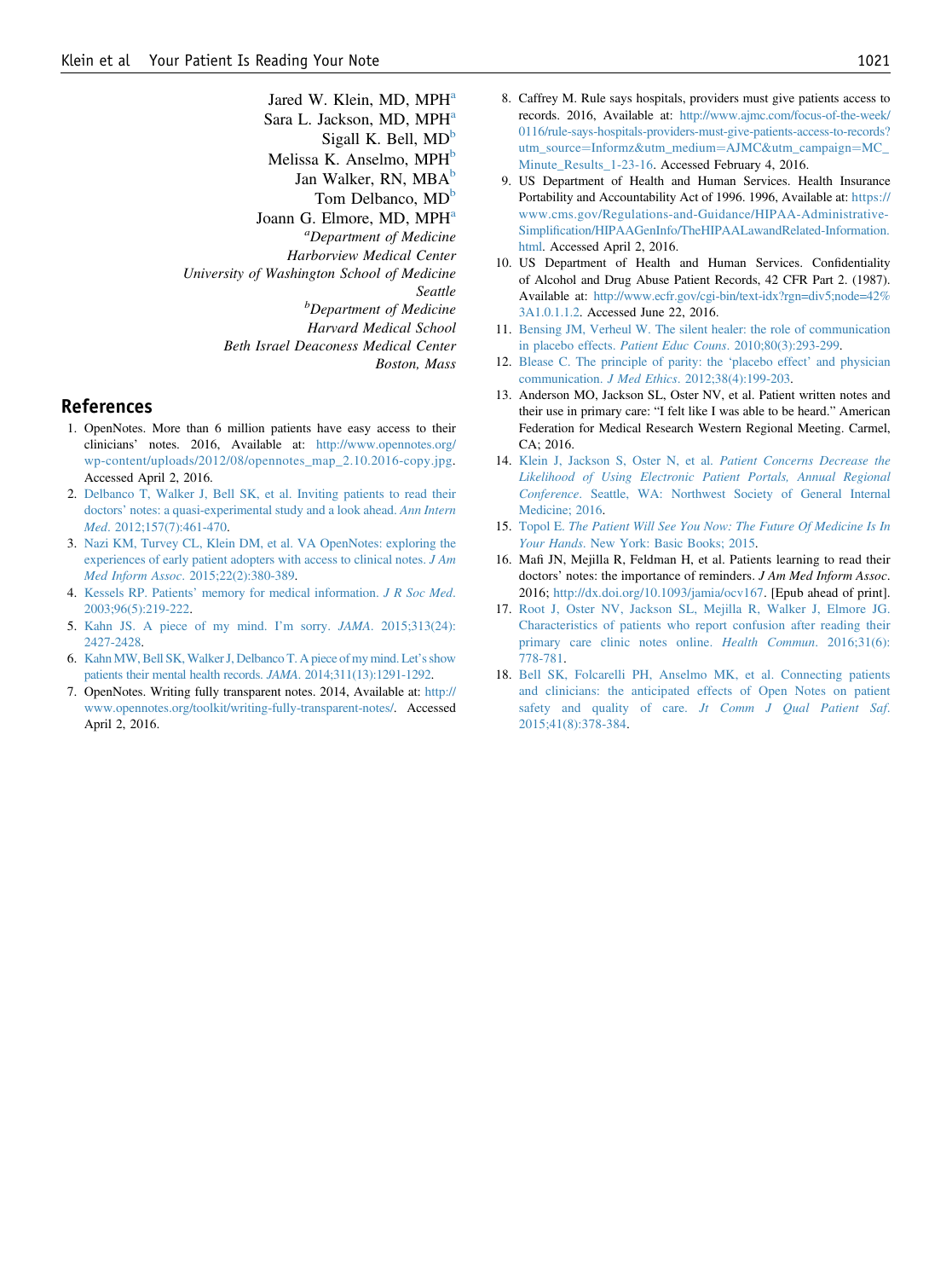Jared W. Klein, MD, MPH[a]
Sara L. Jackson, MD, MPH[a]
Sigall K. Bell, MD[b]
Melissa K. Anselmo, MPH[b]
Jan Walker, RN, MBA[b]
Tom Delbanco, MD[b]
Joann G. Elmore, MD, MPH[a]

[a]*Department of Medicine*
*Harborview Medical Center*
*University of Washington School of Medicine*
*Seattle*

[b]*Department of Medicine*
*Harvard Medical School*
*Beth Israel Deaconess Medical Center*
*Boston, Mass*

## References

1. OpenNotes. More than 6 million patients have easy access to their clinicians' notes. 2016, Available at: http://www.opennotes.org/wp-content/uploads/2012/08/opennotes_map_2.10.2016-copy.jpg. Accessed April 2, 2016.
2. Delbanco T, Walker J, Bell SK, et al. Inviting patients to read their doctors' notes: a quasi-experimental study and a look ahead. *Ann Intern Med*. 2012;157(7):461-470.
3. Nazi KM, Turvey CL, Klein DM, et al. VA OpenNotes: exploring the experiences of early patient adopters with access to clinical notes. *J Am Med Inform Assoc*. 2015;22(2):380-389.
4. Kessels RP. Patients' memory for medical information. *J R Soc Med*. 2003;96(5):219-222.
5. Kahn JS. A piece of my mind. I'm sorry. *JAMA*. 2015;313(24):2427-2428.
6. Kahn MW, Bell SK, Walker J, Delbanco T. A piece of my mind. Let's show patients their mental health records. *JAMA*. 2014;311(13):1291-1292.
7. OpenNotes. Writing fully transparent notes. 2014, Available at: http://www.opennotes.org/toolkit/writing-fully-transparent-notes/. Accessed April 2, 2016.
8. Caffrey M. Rule says hospitals, providers must give patients access to records. 2016, Available at: http://www.ajmc.com/focus-of-the-week/0116/rule-says-hospitals-providers-must-give-patients-access-to-records?utm_source=Informz&utm_medium=AJMC&utm_campaign=MC_Minute_Results_1-23-16. Accessed February 4, 2016.
9. US Department of Health and Human Services. Health Insurance Portability and Accountability Act of 1996. 1996, Available at: https://www.cms.gov/Regulations-and-Guidance/HIPAA-Administrative-Simplification/HIPAAGenInfo/TheHIPAALawandRelated-Information.html. Accessed April 2, 2016.
10. US Department of Health and Human Services. Confidentiality of Alcohol and Drug Abuse Patient Records, 42 CFR Part 2. (1987). Available at: http://www.ecfr.gov/cgi-bin/text-idx?rgn=div5;node=42%3A1.0.1.1.2. Accessed June 22, 2016.
11. Bensing JM, Verheul W. The silent healer: the role of communication in placebo effects. *Patient Educ Couns*. 2010;80(3):293-299.
12. Blease C. The principle of parity: the 'placebo effect' and physician communication. *J Med Ethics*. 2012;38(4):199-203.
13. Anderson MO, Jackson SL, Oster NV, et al. Patient written notes and their use in primary care: "I felt like I was able to be heard." American Federation for Medical Research Western Regional Meeting. Carmel, CA; 2016.
14. Klein J, Jackson S, Oster N, et al. *Patient Concerns Decrease the Likelihood of Using Electronic Patient Portals, Annual Regional Conference*. Seattle, WA: Northwest Society of General Internal Medicine; 2016.
15. Topol E. *The Patient Will See You Now: The Future Of Medicine Is In Your Hands*. New York: Basic Books; 2015.
16. Mafi JN, Mejilla R, Feldman H, et al. Patients learning to read their doctors' notes: the importance of reminders. *J Am Med Inform Assoc*. 2016; http://dx.doi.org/10.1093/jamia/ocv167. [Epub ahead of print].
17. Root J, Oster NV, Jackson SL, Mejilla R, Walker J, Elmore JG. Characteristics of patients who report confusion after reading their primary care clinic notes online. *Health Commun*. 2016;31(6):778-781.
18. Bell SK, Folcarelli PH, Anselmo MK, et al. Connecting patients and clinicians: the anticipated effects of Open Notes on patient safety and quality of care. *Jt Comm J Qual Patient Saf*. 2015;41(8):378-384.